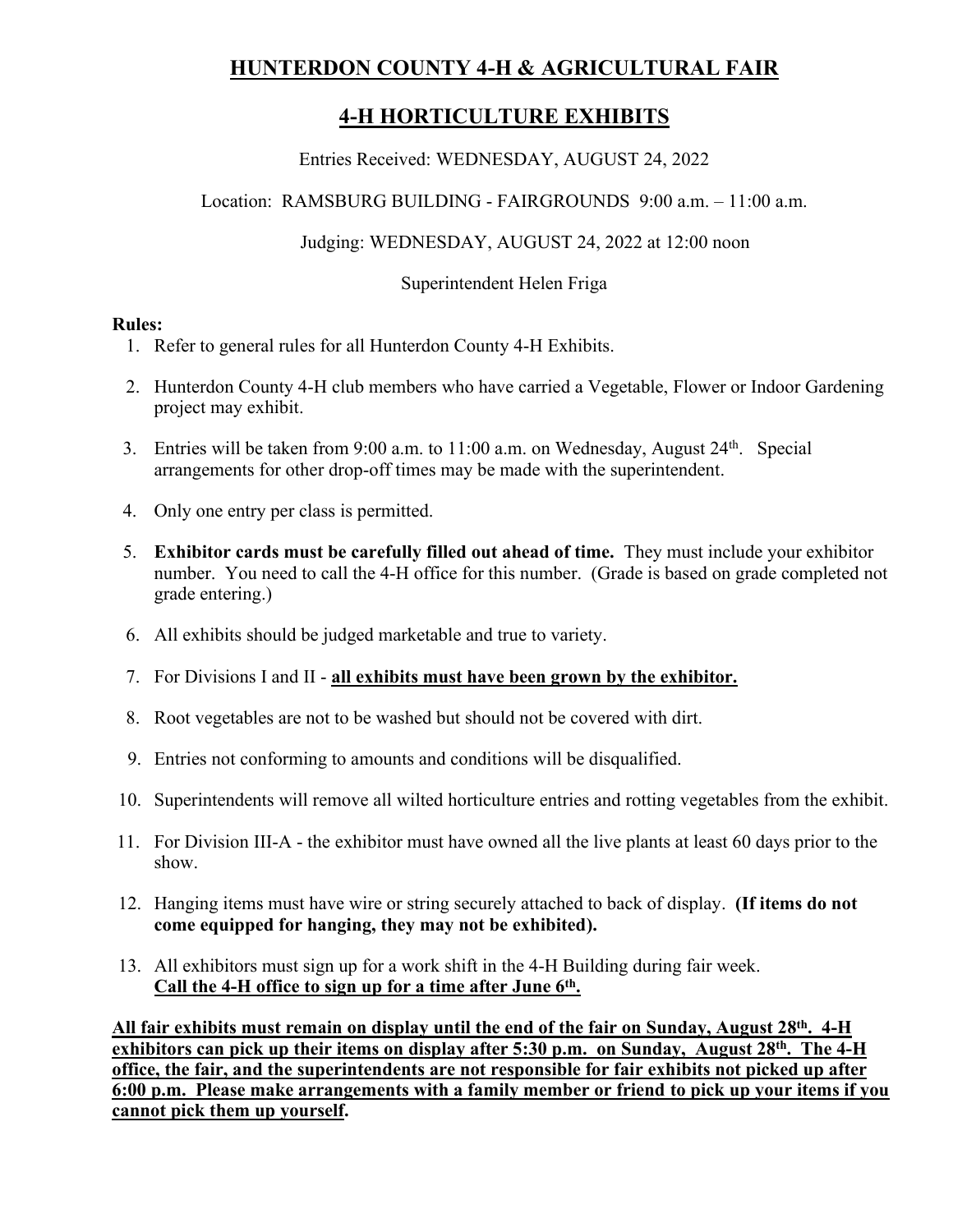# HUNTERDON COUNTY 4-H & AGRICULTURAL FAIR

## 4-H HORTICULTURE EXHIBITS

Entries Received: WEDNESDAY, AUGUST 24, 2022

Location: RAMSBURG BUILDING - FAIRGROUNDS 9:00 a.m. – 11:00 a.m.

Judging: WEDNESDAY, AUGUST 24, 2022 at 12:00 noon

Superintendent Helen Friga

**Rules:**

1. Refer to general rules for all Hunterdon County 4-H Exhibits.
2. Hunterdon County 4-H club members who have carried a Vegetable, Flower or Indoor Gardening project may exhibit.
3. Entries will be taken from 9:00 a.m. to 11:00 a.m. on Wednesday, August 24th. Special arrangements for other drop-off times may be made with the superintendent.
4. Only one entry per class is permitted.
5. **Exhibitor cards must be carefully filled out ahead of time.** They must include your exhibitor number. You need to call the 4-H office for this number. (Grade is based on grade completed not grade entering.)
6. All exhibits should be judged marketable and true to variety.
7. For Divisions I and II - **all exhibits must have been grown by the exhibitor.**
8. Root vegetables are not to be washed but should not be covered with dirt.
9. Entries not conforming to amounts and conditions will be disqualified.
10. Superintendents will remove all wilted horticulture entries and rotting vegetables from the exhibit.
11. For Division III-A - the exhibitor must have owned all the live plants at least 60 days prior to the show.
12. Hanging items must have wire or string securely attached to back of display. **(If items do not come equipped for hanging, they may not be exhibited).**
13. All exhibitors must sign up for a work shift in the 4-H Building during fair week.
    **Call the 4-H office to sign up for a time after June 6th.**

**All fair exhibits must remain on display until the end of the fair on Sunday, August 28th. 4-H exhibitors can pick up their items on display after 5:30 p.m. on Sunday, August 28th. The 4-H office, the fair, and the superintendents are not responsible for fair exhibits not picked up after 6:00 p.m. Please make arrangements with a family member or friend to pick up your items if you cannot pick them up yourself.**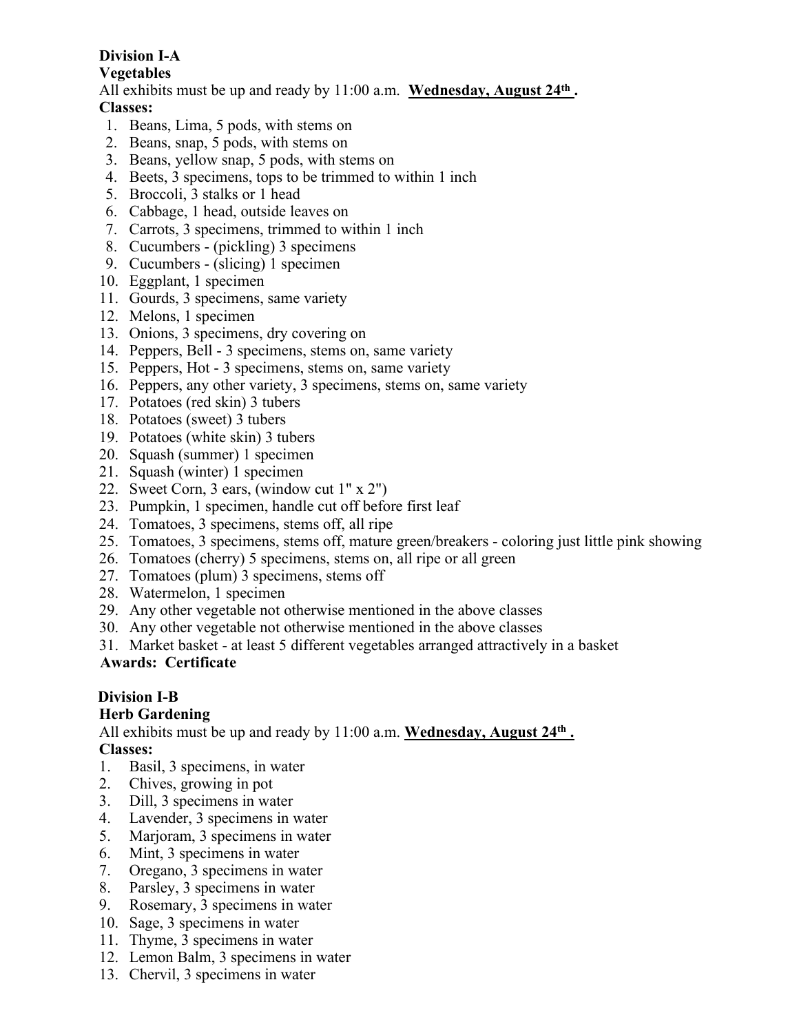**Division I-A**
**Vegetables**

All exhibits must be up and ready by 11:00 a.m. **Wednesday, August 24th .**

**Classes:**

1. Beans, Lima, 5 pods, with stems on
2. Beans, snap, 5 pods, with stems on
3. Beans, yellow snap, 5 pods, with stems on
4. Beets, 3 specimens, tops to be trimmed to within 1 inch
5. Broccoli, 3 stalks or 1 head
6. Cabbage, 1 head, outside leaves on
7. Carrots, 3 specimens, trimmed to within 1 inch
8. Cucumbers - (pickling) 3 specimens
9. Cucumbers - (slicing) 1 specimen
10. Eggplant, 1 specimen
11. Gourds, 3 specimens, same variety
12. Melons, 1 specimen
13. Onions, 3 specimens, dry covering on
14. Peppers, Bell - 3 specimens, stems on, same variety
15. Peppers, Hot - 3 specimens, stems on, same variety
16. Peppers, any other variety, 3 specimens, stems on, same variety
17. Potatoes (red skin) 3 tubers
18. Potatoes (sweet) 3 tubers
19. Potatoes (white skin) 3 tubers
20. Squash (summer) 1 specimen
21. Squash (winter) 1 specimen
22. Sweet Corn, 3 ears, (window cut 1" x 2")
23. Pumpkin, 1 specimen, handle cut off before first leaf
24. Tomatoes, 3 specimens, stems off, all ripe
25. Tomatoes, 3 specimens, stems off, mature green/breakers - coloring just little pink showing
26. Tomatoes (cherry) 5 specimens, stems on, all ripe or all green
27. Tomatoes (plum) 3 specimens, stems off
28. Watermelon, 1 specimen
29. Any other vegetable not otherwise mentioned in the above classes
30. Any other vegetable not otherwise mentioned in the above classes
31. Market basket - at least 5 different vegetables arranged attractively in a basket

**Awards: Certificate**

**Division I-B**
**Herb Gardening**

All exhibits must be up and ready by 11:00 a.m. **Wednesday, August 24th .**

**Classes:**

1. Basil, 3 specimens, in water
2. Chives, growing in pot
3. Dill, 3 specimens in water
4. Lavender, 3 specimens in water
5. Marjoram, 3 specimens in water
6. Mint, 3 specimens in water
7. Oregano, 3 specimens in water
8. Parsley, 3 specimens in water
9. Rosemary, 3 specimens in water
10. Sage, 3 specimens in water
11. Thyme, 3 specimens in water
12. Lemon Balm, 3 specimens in water
13. Chervil, 3 specimens in water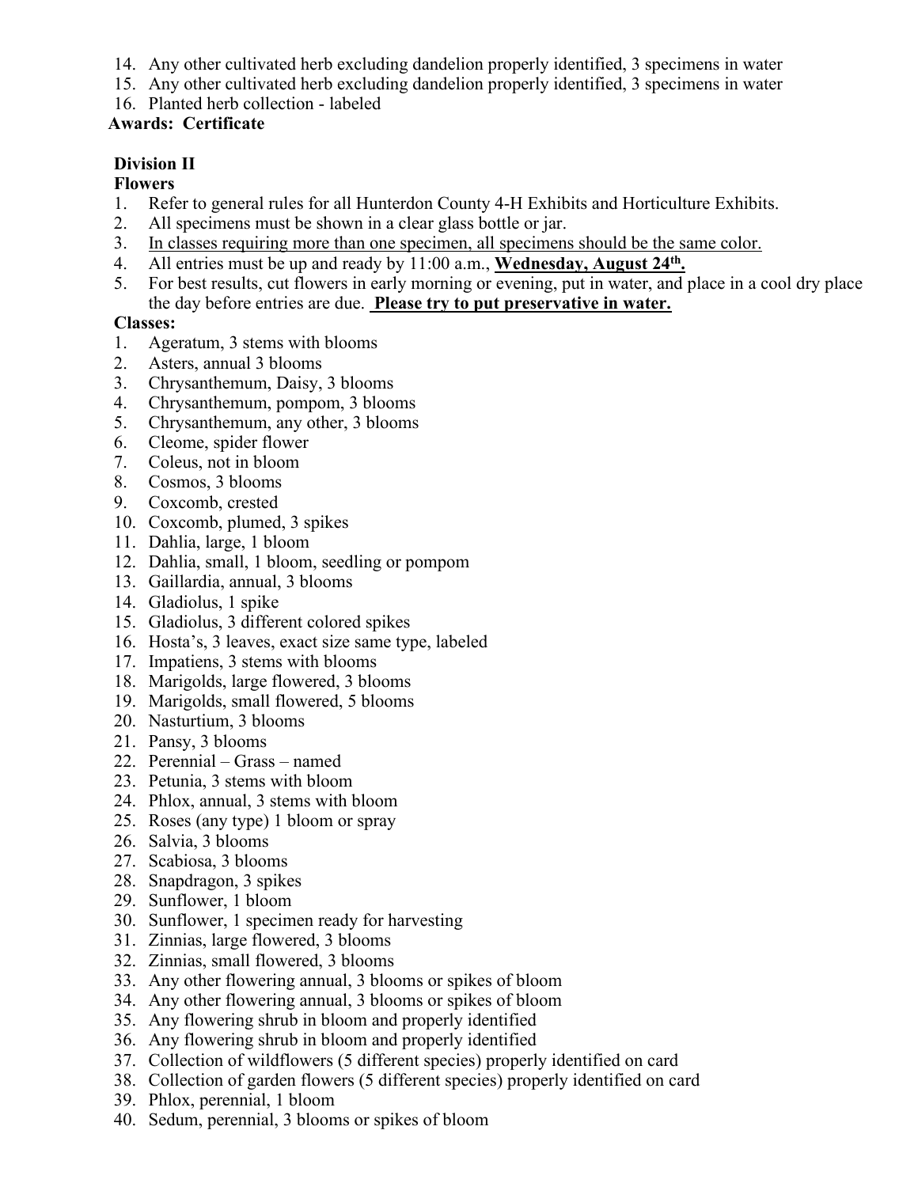14. Any other cultivated herb excluding dandelion properly identified, 3 specimens in water
15. Any other cultivated herb excluding dandelion properly identified, 3 specimens in water
16. Planted herb collection - labeled

**Awards: Certificate**

**Division II**

**Flowers**

1. Refer to general rules for all Hunterdon County 4-H Exhibits and Horticulture Exhibits.
2. All specimens must be shown in a clear glass bottle or jar.
3. <u>In classes requiring more than one specimen, all specimens should be the same color.</u>
4. All entries must be up and ready by 11:00 a.m., **<u>Wednesday, August 24th.</u>**
5. For best results, cut flowers in early morning or evening, put in water, and place in a cool dry place the day before entries are due. **<u>Please try to put preservative in water.</u>**

**Classes:**

1. Ageratum, 3 stems with blooms
2. Asters, annual 3 blooms
3. Chrysanthemum, Daisy, 3 blooms
4. Chrysanthemum, pompom, 3 blooms
5. Chrysanthemum, any other, 3 blooms
6. Cleome, spider flower
7. Coleus, not in bloom
8. Cosmos, 3 blooms
9. Coxcomb, crested
10. Coxcomb, plumed, 3 spikes
11. Dahlia, large, 1 bloom
12. Dahlia, small, 1 bloom, seedling or pompom
13. Gaillardia, annual, 3 blooms
14. Gladiolus, 1 spike
15. Gladiolus, 3 different colored spikes
16. Hosta's, 3 leaves, exact size same type, labeled
17. Impatiens, 3 stems with blooms
18. Marigolds, large flowered, 3 blooms
19. Marigolds, small flowered, 5 blooms
20. Nasturtium, 3 blooms
21. Pansy, 3 blooms
22. Perennial – Grass – named
23. Petunia, 3 stems with bloom
24. Phlox, annual, 3 stems with bloom
25. Roses (any type) 1 bloom or spray
26. Salvia, 3 blooms
27. Scabiosa, 3 blooms
28. Snapdragon, 3 spikes
29. Sunflower, 1 bloom
30. Sunflower, 1 specimen ready for harvesting
31. Zinnias, large flowered, 3 blooms
32. Zinnias, small flowered, 3 blooms
33. Any other flowering annual, 3 blooms or spikes of bloom
34. Any other flowering annual, 3 blooms or spikes of bloom
35. Any flowering shrub in bloom and properly identified
36. Any flowering shrub in bloom and properly identified
37. Collection of wildflowers (5 different species) properly identified on card
38. Collection of garden flowers (5 different species) properly identified on card
39. Phlox, perennial, 1 bloom
40. Sedum, perennial, 3 blooms or spikes of bloom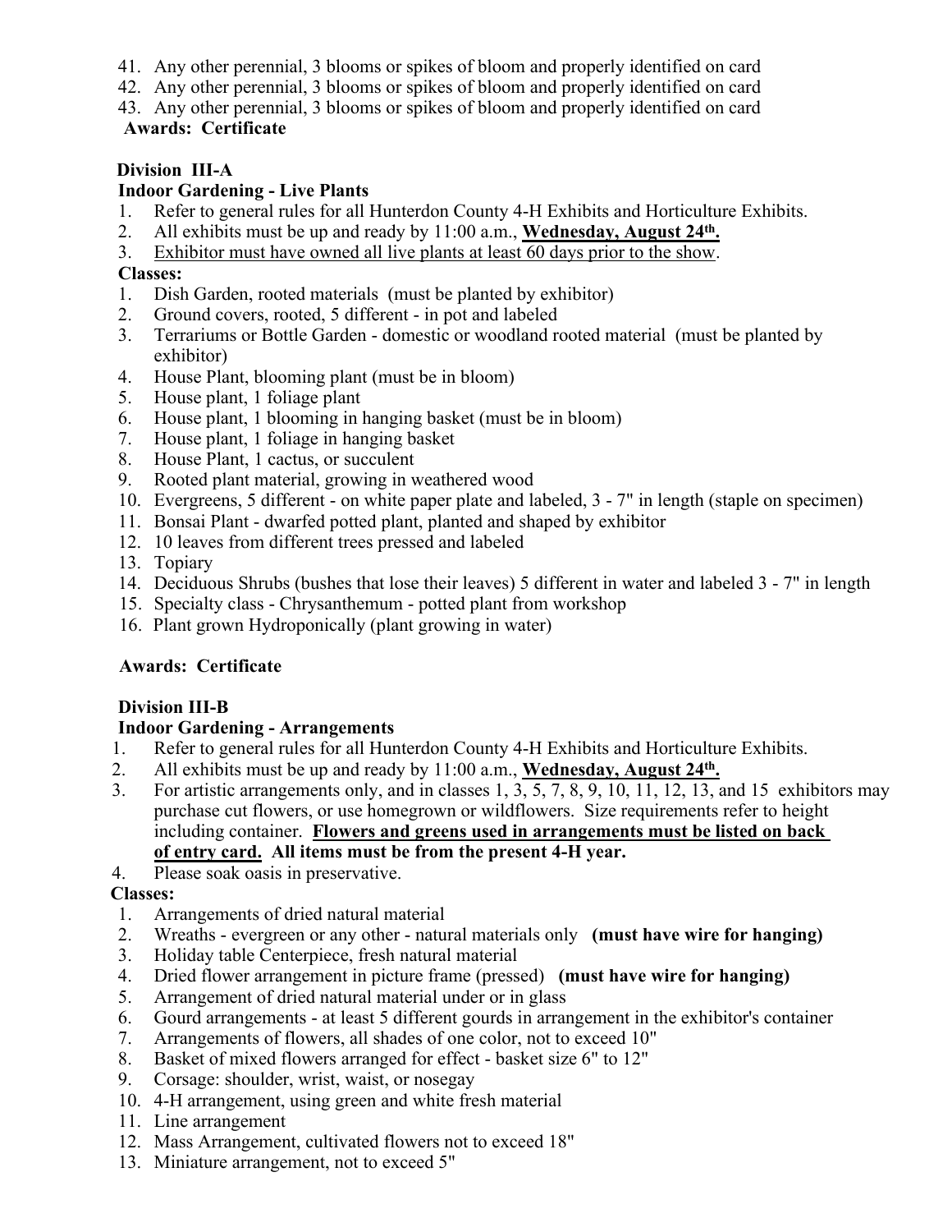41. Any other perennial, 3 blooms or spikes of bloom and properly identified on card
42. Any other perennial, 3 blooms or spikes of bloom and properly identified on card
43. Any other perennial, 3 blooms or spikes of bloom and properly identified on card

**Awards: Certificate**

**Division III-A**

**Indoor Gardening - Live Plants**

1. Refer to general rules for all Hunterdon County 4-H Exhibits and Horticulture Exhibits.
2. All exhibits must be up and ready by 11:00 a.m., **Wednesday, August 24th.**
3. Exhibitor must have owned all live plants at least 60 days prior to the show.

**Classes:**

1. Dish Garden, rooted materials (must be planted by exhibitor)
2. Ground covers, rooted, 5 different - in pot and labeled
3. Terrariums or Bottle Garden - domestic or woodland rooted material (must be planted by exhibitor)
4. House Plant, blooming plant (must be in bloom)
5. House plant, 1 foliage plant
6. House plant, 1 blooming in hanging basket (must be in bloom)
7. House plant, 1 foliage in hanging basket
8. House Plant, 1 cactus, or succulent
9. Rooted plant material, growing in weathered wood
10. Evergreens, 5 different - on white paper plate and labeled, 3 - 7" in length (staple on specimen)
11. Bonsai Plant - dwarfed potted plant, planted and shaped by exhibitor
12. 10 leaves from different trees pressed and labeled
13. Topiary
14. Deciduous Shrubs (bushes that lose their leaves) 5 different in water and labeled 3 - 7" in length
15. Specialty class - Chrysanthemum - potted plant from workshop
16. Plant grown Hydroponically (plant growing in water)

**Awards: Certificate**

**Division III-B**

**Indoor Gardening - Arrangements**

1. Refer to general rules for all Hunterdon County 4-H Exhibits and Horticulture Exhibits.
2. All exhibits must be up and ready by 11:00 a.m., **Wednesday, August 24th.**
3. For artistic arrangements only, and in classes 1, 3, 5, 7, 8, 9, 10, 11, 12, 13, and 15 exhibitors may purchase cut flowers, or use homegrown or wildflowers. Size requirements refer to height including container. **Flowers and greens used in arrangements must be listed on back of entry card. All items must be from the present 4-H year.**
4. Please soak oasis in preservative.

**Classes:**

1. Arrangements of dried natural material
2. Wreaths - evergreen or any other - natural materials only **(must have wire for hanging)**
3. Holiday table Centerpiece, fresh natural material
4. Dried flower arrangement in picture frame (pressed) **(must have wire for hanging)**
5. Arrangement of dried natural material under or in glass
6. Gourd arrangements - at least 5 different gourds in arrangement in the exhibitor's container
7. Arrangements of flowers, all shades of one color, not to exceed 10"
8. Basket of mixed flowers arranged for effect - basket size 6" to 12"
9. Corsage: shoulder, wrist, waist, or nosegay
10. 4-H arrangement, using green and white fresh material
11. Line arrangement
12. Mass Arrangement, cultivated flowers not to exceed 18"
13. Miniature arrangement, not to exceed 5"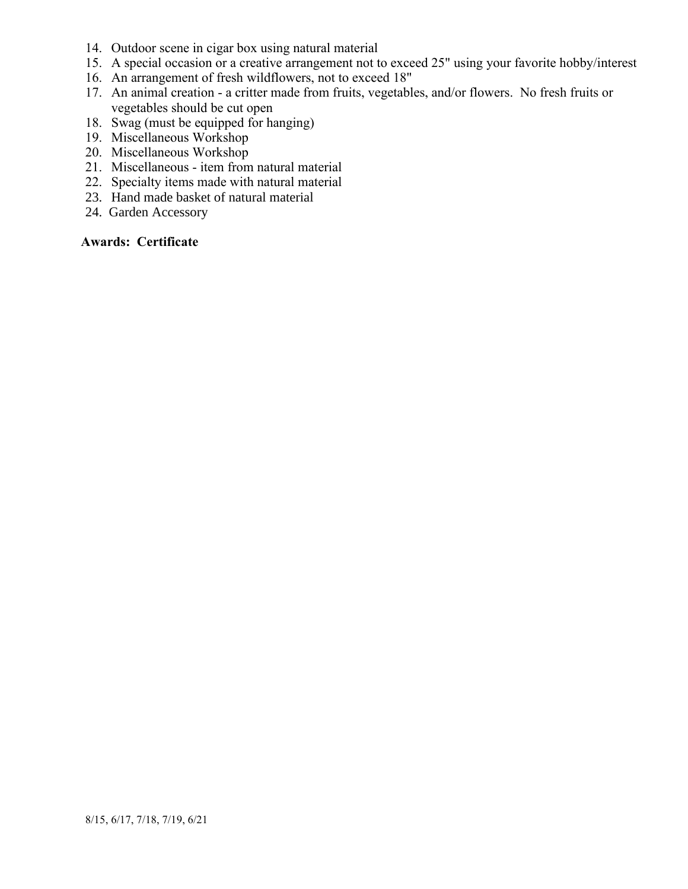14. Outdoor scene in cigar box using natural material
15. A special occasion or a creative arrangement not to exceed 25" using your favorite hobby/interest
16. An arrangement of fresh wildflowers, not to exceed 18"
17. An animal creation - a critter made from fruits, vegetables, and/or flowers. No fresh fruits or vegetables should be cut open
18. Swag (must be equipped for hanging)
19. Miscellaneous Workshop
20. Miscellaneous Workshop
21. Miscellaneous - item from natural material
22. Specialty items made with natural material
23. Hand made basket of natural material
24. Garden Accessory

**Awards: Certificate**

8/15, 6/17, 7/18, 7/19, 6/21